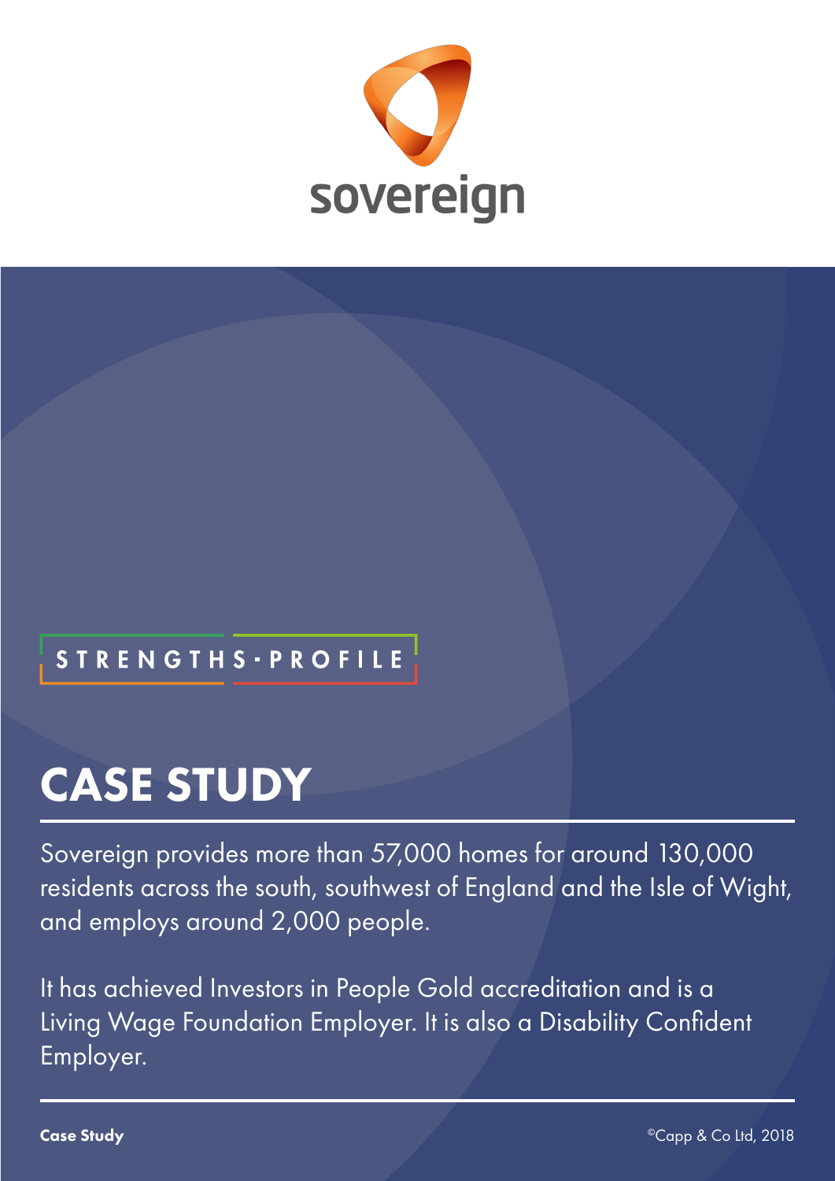sovereign

STRENGTHS·PROFILE

# CASE STUDY

Sovereign provides more than 57,000 homes for around 130,000 residents across the south, southwest of England and the Isle of Wight, and employs around 2,000 people.

It has achieved Investors in People Gold accreditation and is a Living Wage Foundation Employer. It is also a Disability Confident Employer.

**Case Study**

©Capp & Co Ltd, 2018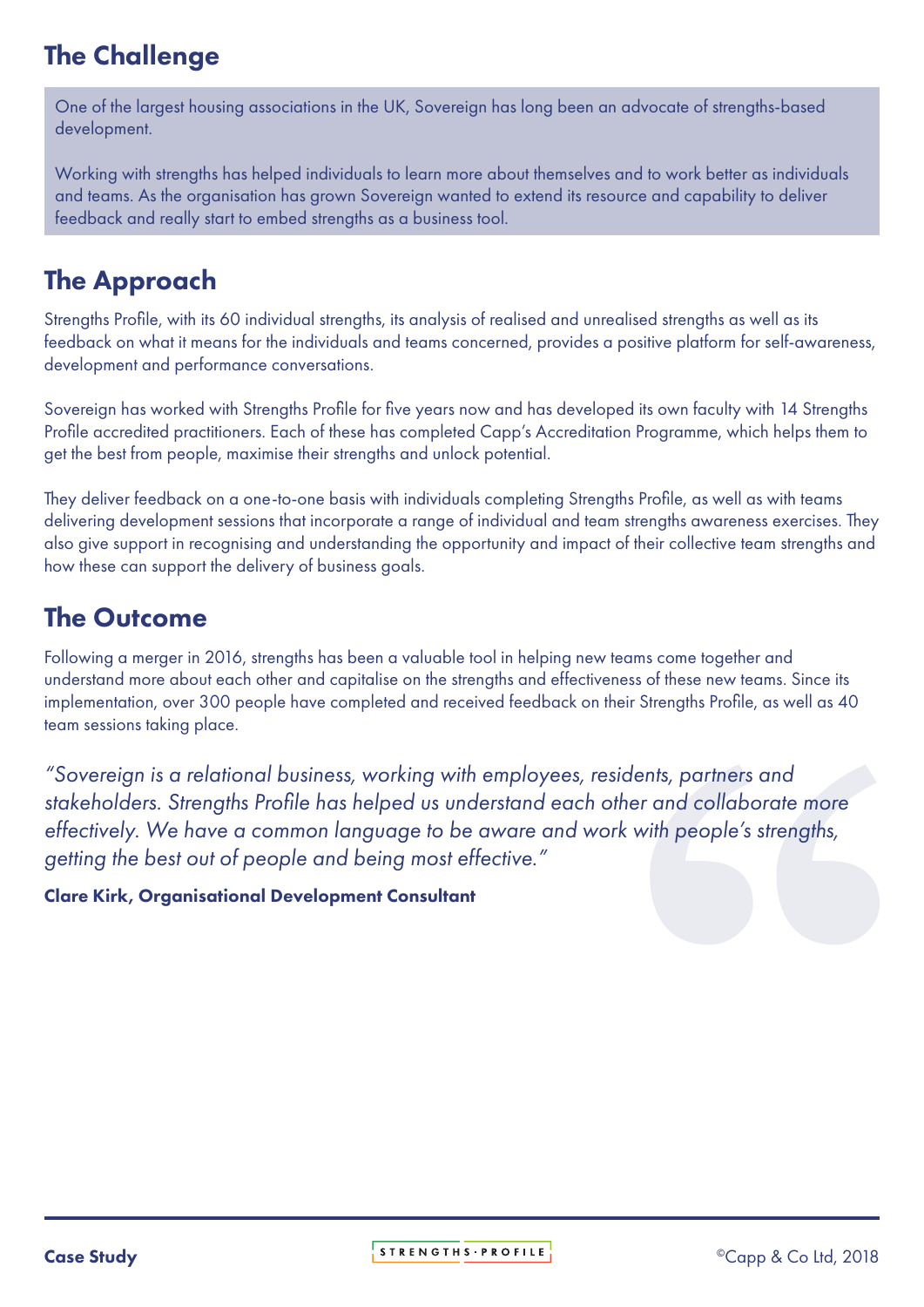## The Challenge

One of the largest housing associations in the UK, Sovereign has long been an advocate of strengths-based development.

Working with strengths has helped individuals to learn more about themselves and to work better as individuals and teams. As the organisation has grown Sovereign wanted to extend its resource and capability to deliver feedback and really start to embed strengths as a business tool.

## The Approach

Strengths Profile, with its 60 individual strengths, its analysis of realised and unrealised strengths as well as its feedback on what it means for the individuals and teams concerned, provides a positive platform for self-awareness, development and performance conversations.

Sovereign has worked with Strengths Profile for five years now and has developed its own faculty with 14 Strengths Profile accredited practitioners. Each of these has completed Capp's Accreditation Programme, which helps them to get the best from people, maximise their strengths and unlock potential.

They deliver feedback on a one-to-one basis with individuals completing Strengths Profile, as well as with teams delivering development sessions that incorporate a range of individual and team strengths awareness exercises. They also give support in recognising and understanding the opportunity and impact of their collective team strengths and how these can support the delivery of business goals.

## The Outcome

Following a merger in 2016, strengths has been a valuable tool in helping new teams come together and understand more about each other and capitalise on the strengths and effectiveness of these new teams. Since its implementation, over 300 people have completed and received feedback on their Strengths Profile, as well as 40 team sessions taking place.

*"Sovereign is a relational business, working with employees, residents, partners and stakeholders. Strengths Profile has helped us understand each other and collaborate more effectively. We have a common language to be aware and work with people's strengths, getting the best out of people and being most effective."*

**Clare Kirk, Organisational Development Consultant**